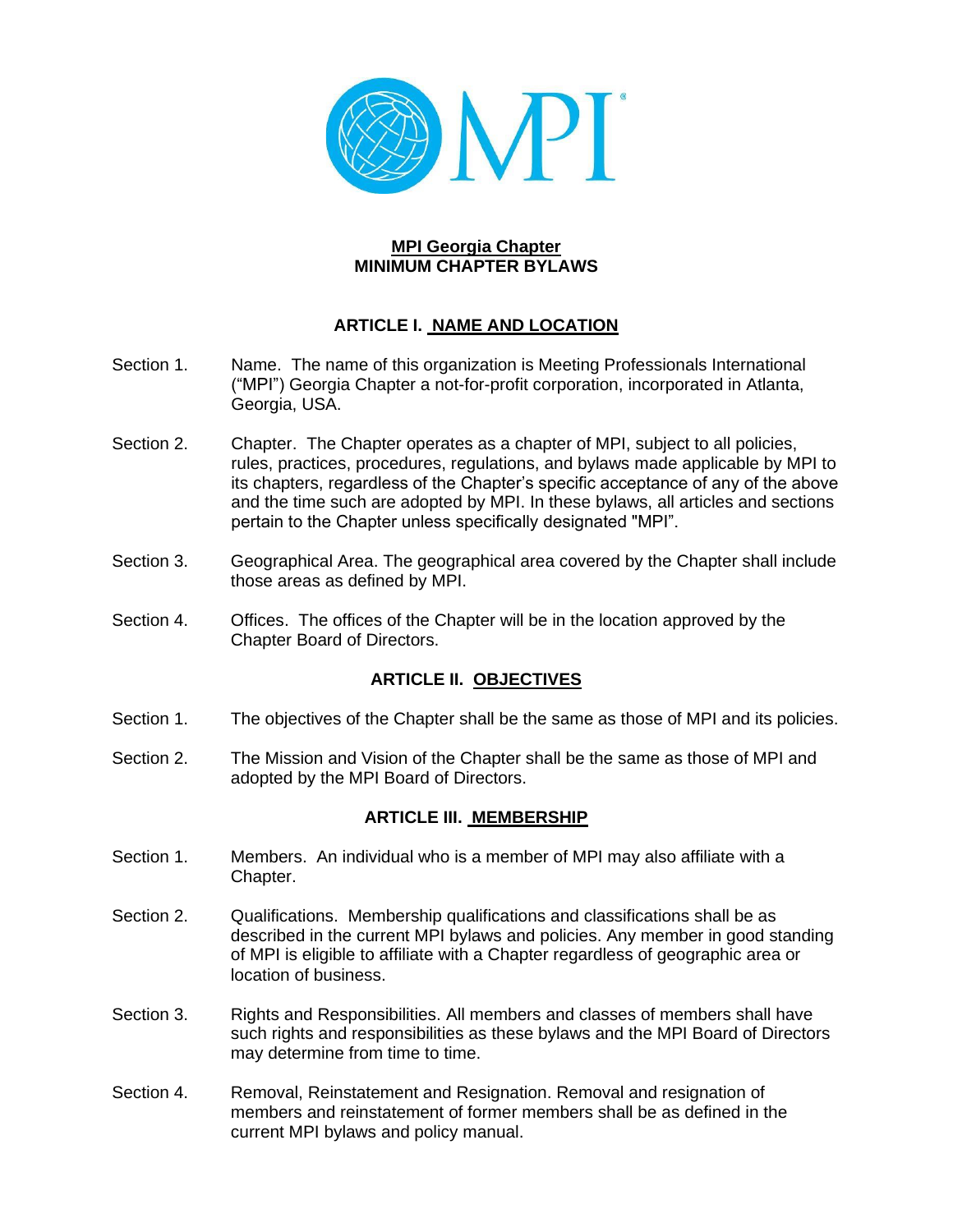# MPI Georgia Chapter
# MINIMUM CHAPTER BYLAWS

## ARTICLE I. NAME AND LOCATION

Section 1. Name. The name of this organization is Meeting Professionals International ("MPI") Georgia Chapter a not-for-profit corporation, incorporated in Atlanta, Georgia, USA.

Section 2. Chapter. The Chapter operates as a chapter of MPI, subject to all policies, rules, practices, procedures, regulations, and bylaws made applicable by MPI to its chapters, regardless of the Chapter's specific acceptance of any of the above and the time such are adopted by MPI. In these bylaws, all articles and sections pertain to the Chapter unless specifically designated "MPI".

Section 3. Geographical Area. The geographical area covered by the Chapter shall include those areas as defined by MPI.

Section 4. Offices. The offices of the Chapter will be in the location approved by the Chapter Board of Directors.

## ARTICLE II. OBJECTIVES

Section 1. The objectives of the Chapter shall be the same as those of MPI and its policies.

Section 2. The Mission and Vision of the Chapter shall be the same as those of MPI and adopted by the MPI Board of Directors.

## ARTICLE III. MEMBERSHIP

Section 1. Members. An individual who is a member of MPI may also affiliate with a Chapter.

Section 2. Qualifications. Membership qualifications and classifications shall be as described in the current MPI bylaws and policies. Any member in good standing of MPI is eligible to affiliate with a Chapter regardless of geographic area or location of business.

Section 3. Rights and Responsibilities. All members and classes of members shall have such rights and responsibilities as these bylaws and the MPI Board of Directors may determine from time to time.

Section 4. Removal, Reinstatement and Resignation. Removal and resignation of members and reinstatement of former members shall be as defined in the current MPI bylaws and policy manual.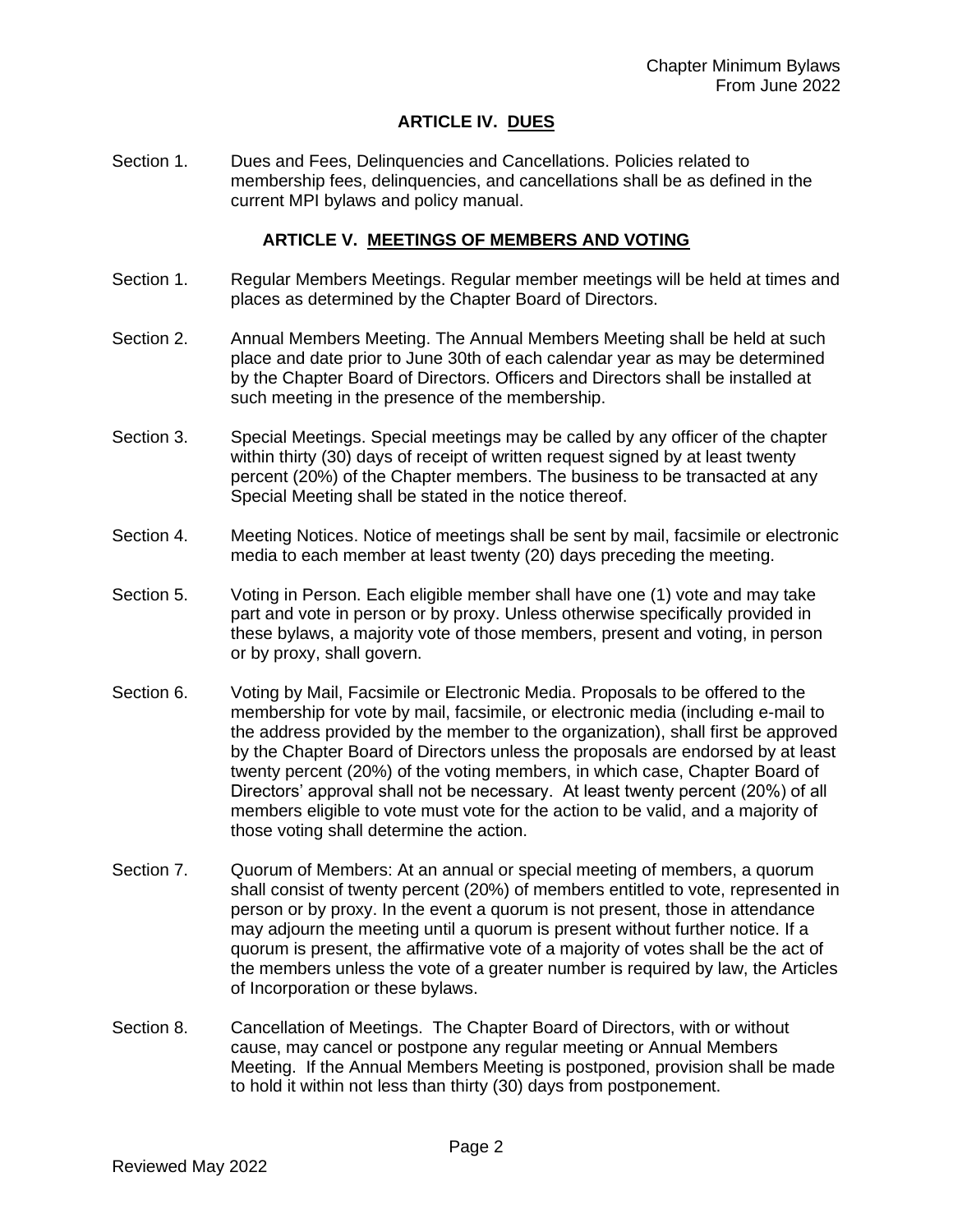## ARTICLE IV. DUES

Section 1. Dues and Fees, Delinquencies and Cancellations. Policies related to membership fees, delinquencies, and cancellations shall be as defined in the current MPI bylaws and policy manual.

## ARTICLE V. MEETINGS OF MEMBERS AND VOTING

Section 1. Regular Members Meetings. Regular member meetings will be held at times and places as determined by the Chapter Board of Directors.

Section 2. Annual Members Meeting. The Annual Members Meeting shall be held at such place and date prior to June 30th of each calendar year as may be determined by the Chapter Board of Directors. Officers and Directors shall be installed at such meeting in the presence of the membership.

Section 3. Special Meetings. Special meetings may be called by any officer of the chapter within thirty (30) days of receipt of written request signed by at least twenty percent (20%) of the Chapter members. The business to be transacted at any Special Meeting shall be stated in the notice thereof.

Section 4. Meeting Notices. Notice of meetings shall be sent by mail, facsimile or electronic media to each member at least twenty (20) days preceding the meeting.

Section 5. Voting in Person. Each eligible member shall have one (1) vote and may take part and vote in person or by proxy. Unless otherwise specifically provided in these bylaws, a majority vote of those members, present and voting, in person or by proxy, shall govern.

Section 6. Voting by Mail, Facsimile or Electronic Media. Proposals to be offered to the membership for vote by mail, facsimile, or electronic media (including e-mail to the address provided by the member to the organization), shall first be approved by the Chapter Board of Directors unless the proposals are endorsed by at least twenty percent (20%) of the voting members, in which case, Chapter Board of Directors' approval shall not be necessary. At least twenty percent (20%) of all members eligible to vote must vote for the action to be valid, and a majority of those voting shall determine the action.

Section 7. Quorum of Members: At an annual or special meeting of members, a quorum shall consist of twenty percent (20%) of members entitled to vote, represented in person or by proxy. In the event a quorum is not present, those in attendance may adjourn the meeting until a quorum is present without further notice. If a quorum is present, the affirmative vote of a majority of votes shall be the act of the members unless the vote of a greater number is required by law, the Articles of Incorporation or these bylaws.

Section 8. Cancellation of Meetings. The Chapter Board of Directors, with or without cause, may cancel or postpone any regular meeting or Annual Members Meeting. If the Annual Members Meeting is postponed, provision shall be made to hold it within not less than thirty (30) days from postponement.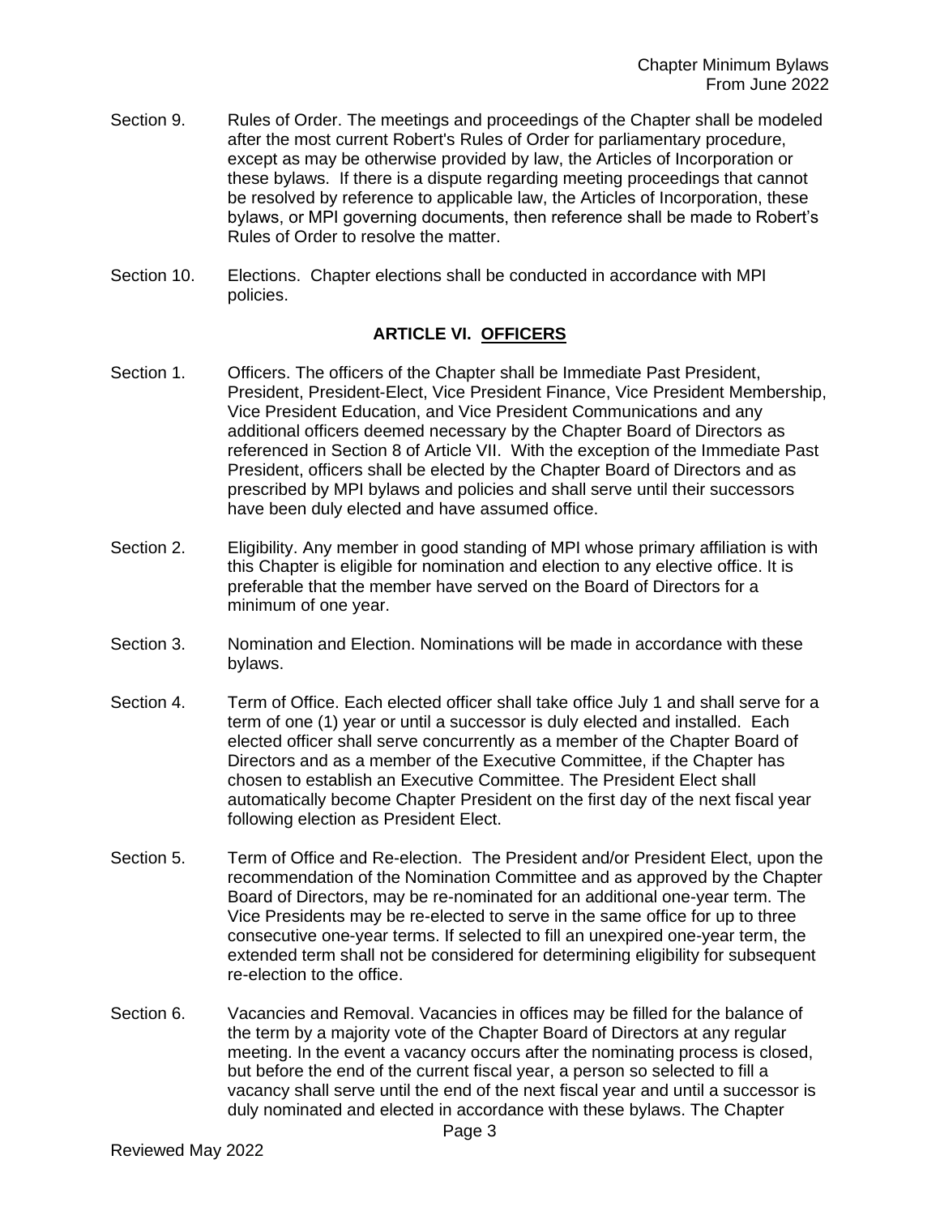Section 9. Rules of Order. The meetings and proceedings of the Chapter shall be modeled after the most current Robert's Rules of Order for parliamentary procedure, except as may be otherwise provided by law, the Articles of Incorporation or these bylaws. If there is a dispute regarding meeting proceedings that cannot be resolved by reference to applicable law, the Articles of Incorporation, these bylaws, or MPI governing documents, then reference shall be made to Robert's Rules of Order to resolve the matter.

Section 10. Elections. Chapter elections shall be conducted in accordance with MPI policies.

## ARTICLE VI. OFFICERS

Section 1. Officers. The officers of the Chapter shall be Immediate Past President, President, President-Elect, Vice President Finance, Vice President Membership, Vice President Education, and Vice President Communications and any additional officers deemed necessary by the Chapter Board of Directors as referenced in Section 8 of Article VII. With the exception of the Immediate Past President, officers shall be elected by the Chapter Board of Directors and as prescribed by MPI bylaws and policies and shall serve until their successors have been duly elected and have assumed office.

Section 2. Eligibility. Any member in good standing of MPI whose primary affiliation is with this Chapter is eligible for nomination and election to any elective office. It is preferable that the member have served on the Board of Directors for a minimum of one year.

Section 3. Nomination and Election. Nominations will be made in accordance with these bylaws.

Section 4. Term of Office. Each elected officer shall take office July 1 and shall serve for a term of one (1) year or until a successor is duly elected and installed. Each elected officer shall serve concurrently as a member of the Chapter Board of Directors and as a member of the Executive Committee, if the Chapter has chosen to establish an Executive Committee. The President Elect shall automatically become Chapter President on the first day of the next fiscal year following election as President Elect.

Section 5. Term of Office and Re-election. The President and/or President Elect, upon the recommendation of the Nomination Committee and as approved by the Chapter Board of Directors, may be re-nominated for an additional one-year term. The Vice Presidents may be re-elected to serve in the same office for up to three consecutive one-year terms. If selected to fill an unexpired one-year term, the extended term shall not be considered for determining eligibility for subsequent re-election to the office.

Section 6. Vacancies and Removal. Vacancies in offices may be filled for the balance of the term by a majority vote of the Chapter Board of Directors at any regular meeting. In the event a vacancy occurs after the nominating process is closed, but before the end of the current fiscal year, a person so selected to fill a vacancy shall serve until the end of the next fiscal year and until a successor is duly nominated and elected in accordance with these bylaws. The Chapter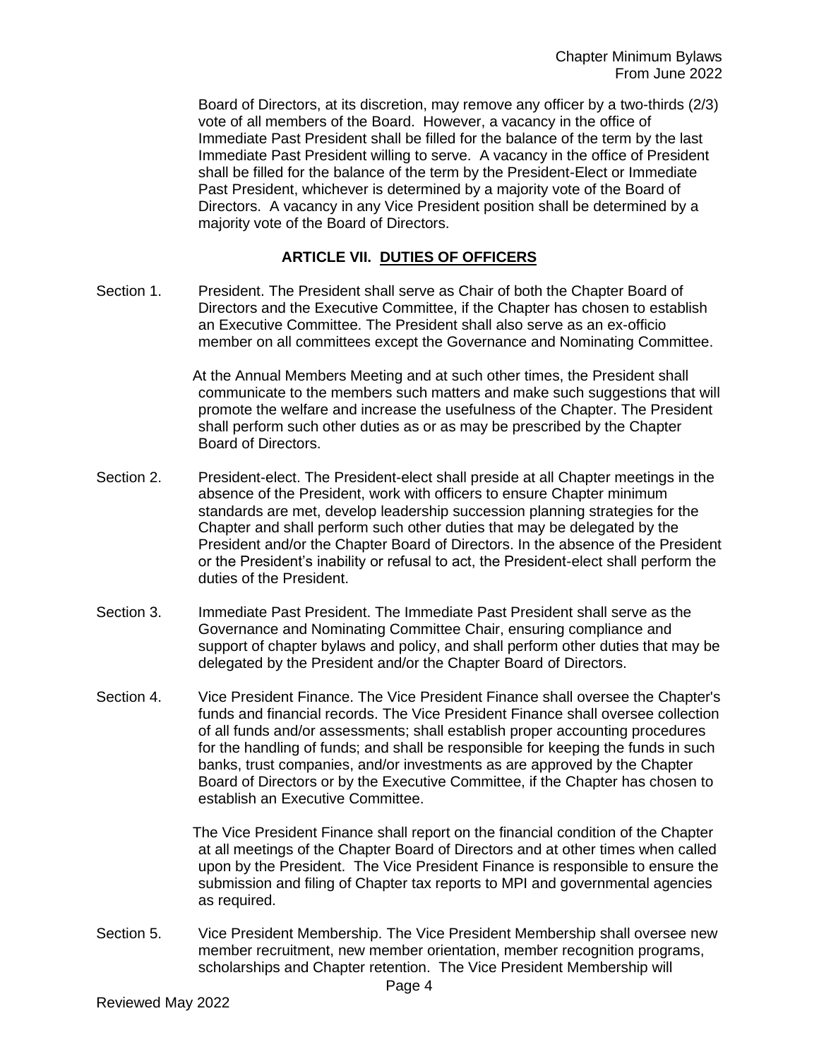Board of Directors, at its discretion, may remove any officer by a two-thirds (2/3) vote of all members of the Board. However, a vacancy in the office of Immediate Past President shall be filled for the balance of the term by the last Immediate Past President willing to serve. A vacancy in the office of President shall be filled for the balance of the term by the President-Elect or Immediate Past President, whichever is determined by a majority vote of the Board of Directors. A vacancy in any Vice President position shall be determined by a majority vote of the Board of Directors.

## ARTICLE VII. DUTIES OF OFFICERS

Section 1. President. The President shall serve as Chair of both the Chapter Board of Directors and the Executive Committee, if the Chapter has chosen to establish an Executive Committee. The President shall also serve as an ex-officio member on all committees except the Governance and Nominating Committee.

At the Annual Members Meeting and at such other times, the President shall communicate to the members such matters and make such suggestions that will promote the welfare and increase the usefulness of the Chapter. The President shall perform such other duties as or as may be prescribed by the Chapter Board of Directors.

Section 2. President-elect. The President-elect shall preside at all Chapter meetings in the absence of the President, work with officers to ensure Chapter minimum standards are met, develop leadership succession planning strategies for the Chapter and shall perform such other duties that may be delegated by the President and/or the Chapter Board of Directors. In the absence of the President or the President's inability or refusal to act, the President-elect shall perform the duties of the President.

Section 3. Immediate Past President. The Immediate Past President shall serve as the Governance and Nominating Committee Chair, ensuring compliance and support of chapter bylaws and policy, and shall perform other duties that may be delegated by the President and/or the Chapter Board of Directors.

Section 4. Vice President Finance. The Vice President Finance shall oversee the Chapter's funds and financial records. The Vice President Finance shall oversee collection of all funds and/or assessments; shall establish proper accounting procedures for the handling of funds; and shall be responsible for keeping the funds in such banks, trust companies, and/or investments as are approved by the Chapter Board of Directors or by the Executive Committee, if the Chapter has chosen to establish an Executive Committee.

The Vice President Finance shall report on the financial condition of the Chapter at all meetings of the Chapter Board of Directors and at other times when called upon by the President. The Vice President Finance is responsible to ensure the submission and filing of Chapter tax reports to MPI and governmental agencies as required.

Section 5. Vice President Membership. The Vice President Membership shall oversee new member recruitment, new member orientation, member recognition programs, scholarships and Chapter retention. The Vice President Membership will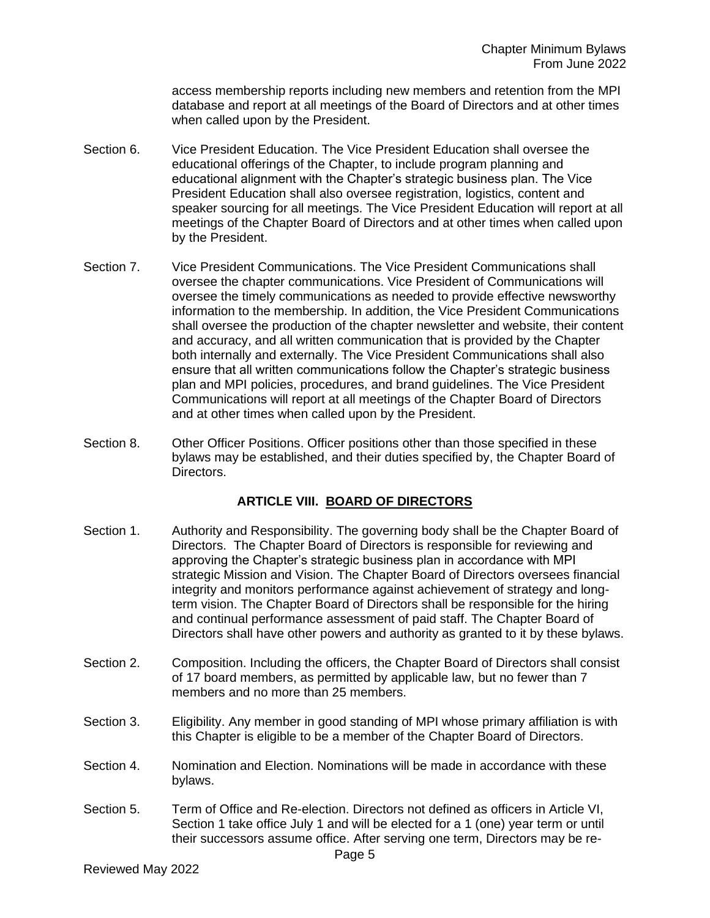access membership reports including new members and retention from the MPI database and report at all meetings of the Board of Directors and at other times when called upon by the President.

Section 6. Vice President Education. The Vice President Education shall oversee the educational offerings of the Chapter, to include program planning and educational alignment with the Chapter's strategic business plan. The Vice President Education shall also oversee registration, logistics, content and speaker sourcing for all meetings. The Vice President Education will report at all meetings of the Chapter Board of Directors and at other times when called upon by the President.

Section 7. Vice President Communications. The Vice President Communications shall oversee the chapter communications. Vice President of Communications will oversee the timely communications as needed to provide effective newsworthy information to the membership. In addition, the Vice President Communications shall oversee the production of the chapter newsletter and website, their content and accuracy, and all written communication that is provided by the Chapter both internally and externally. The Vice President Communications shall also ensure that all written communications follow the Chapter's strategic business plan and MPI policies, procedures, and brand guidelines. The Vice President Communications will report at all meetings of the Chapter Board of Directors and at other times when called upon by the President.

Section 8. Other Officer Positions. Officer positions other than those specified in these bylaws may be established, and their duties specified by, the Chapter Board of Directors.

## ARTICLE VIII. BOARD OF DIRECTORS

Section 1. Authority and Responsibility. The governing body shall be the Chapter Board of Directors. The Chapter Board of Directors is responsible for reviewing and approving the Chapter's strategic business plan in accordance with MPI strategic Mission and Vision. The Chapter Board of Directors oversees financial integrity and monitors performance against achievement of strategy and long-term vision. The Chapter Board of Directors shall be responsible for the hiring and continual performance assessment of paid staff. The Chapter Board of Directors shall have other powers and authority as granted to it by these bylaws.

Section 2. Composition. Including the officers, the Chapter Board of Directors shall consist of 17 board members, as permitted by applicable law, but no fewer than 7 members and no more than 25 members.

Section 3. Eligibility. Any member in good standing of MPI whose primary affiliation is with this Chapter is eligible to be a member of the Chapter Board of Directors.

Section 4. Nomination and Election. Nominations will be made in accordance with these bylaws.

Section 5. Term of Office and Re-election. Directors not defined as officers in Article VI, Section 1 take office July 1 and will be elected for a 1 (one) year term or until their successors assume office. After serving one term, Directors may be re-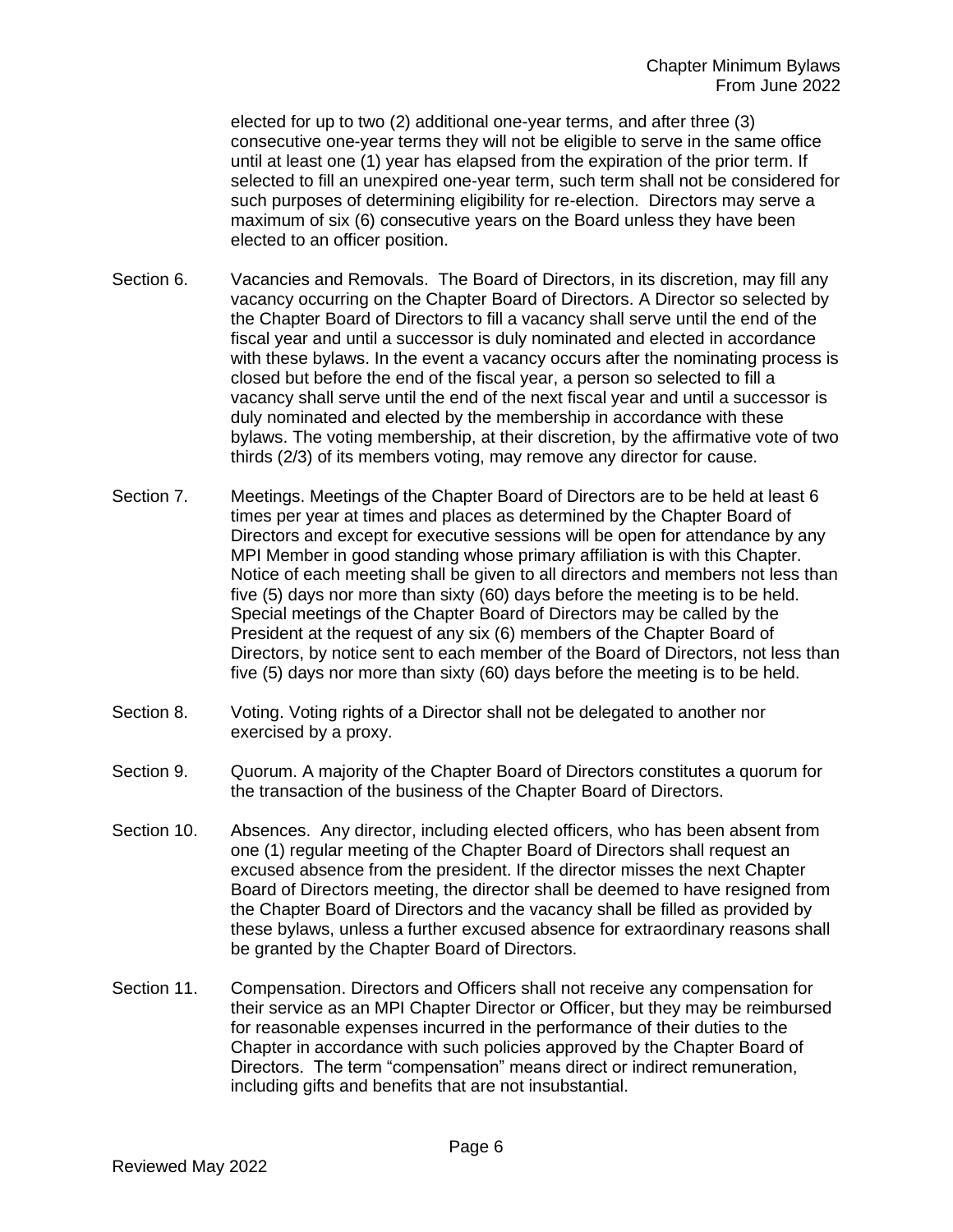elected for up to two (2) additional one-year terms, and after three (3) consecutive one-year terms they will not be eligible to serve in the same office until at least one (1) year has elapsed from the expiration of the prior term. If selected to fill an unexpired one-year term, such term shall not be considered for such purposes of determining eligibility for re-election. Directors may serve a maximum of six (6) consecutive years on the Board unless they have been elected to an officer position.

Section 6. Vacancies and Removals. The Board of Directors, in its discretion, may fill any vacancy occurring on the Chapter Board of Directors. A Director so selected by the Chapter Board of Directors to fill a vacancy shall serve until the end of the fiscal year and until a successor is duly nominated and elected in accordance with these bylaws. In the event a vacancy occurs after the nominating process is closed but before the end of the fiscal year, a person so selected to fill a vacancy shall serve until the end of the next fiscal year and until a successor is duly nominated and elected by the membership in accordance with these bylaws. The voting membership, at their discretion, by the affirmative vote of two thirds (2/3) of its members voting, may remove any director for cause.

Section 7. Meetings. Meetings of the Chapter Board of Directors are to be held at least 6 times per year at times and places as determined by the Chapter Board of Directors and except for executive sessions will be open for attendance by any MPI Member in good standing whose primary affiliation is with this Chapter. Notice of each meeting shall be given to all directors and members not less than five (5) days nor more than sixty (60) days before the meeting is to be held. Special meetings of the Chapter Board of Directors may be called by the President at the request of any six (6) members of the Chapter Board of Directors, by notice sent to each member of the Board of Directors, not less than five (5) days nor more than sixty (60) days before the meeting is to be held.

Section 8. Voting. Voting rights of a Director shall not be delegated to another nor exercised by a proxy.

Section 9. Quorum. A majority of the Chapter Board of Directors constitutes a quorum for the transaction of the business of the Chapter Board of Directors.

Section 10. Absences. Any director, including elected officers, who has been absent from one (1) regular meeting of the Chapter Board of Directors shall request an excused absence from the president. If the director misses the next Chapter Board of Directors meeting, the director shall be deemed to have resigned from the Chapter Board of Directors and the vacancy shall be filled as provided by these bylaws, unless a further excused absence for extraordinary reasons shall be granted by the Chapter Board of Directors.

Section 11. Compensation. Directors and Officers shall not receive any compensation for their service as an MPI Chapter Director or Officer, but they may be reimbursed for reasonable expenses incurred in the performance of their duties to the Chapter in accordance with such policies approved by the Chapter Board of Directors. The term "compensation" means direct or indirect remuneration, including gifts and benefits that are not insubstantial.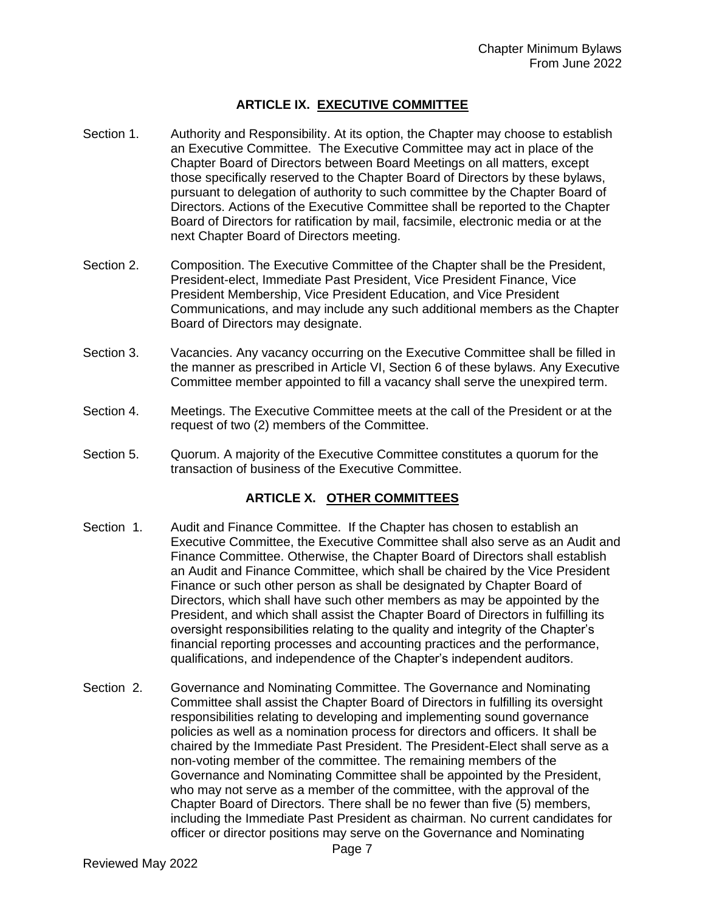## ARTICLE IX. EXECUTIVE COMMITTEE

Section 1. Authority and Responsibility. At its option, the Chapter may choose to establish an Executive Committee. The Executive Committee may act in place of the Chapter Board of Directors between Board Meetings on all matters, except those specifically reserved to the Chapter Board of Directors by these bylaws, pursuant to delegation of authority to such committee by the Chapter Board of Directors. Actions of the Executive Committee shall be reported to the Chapter Board of Directors for ratification by mail, facsimile, electronic media or at the next Chapter Board of Directors meeting.

Section 2. Composition. The Executive Committee of the Chapter shall be the President, President-elect, Immediate Past President, Vice President Finance, Vice President Membership, Vice President Education, and Vice President Communications, and may include any such additional members as the Chapter Board of Directors may designate.

Section 3. Vacancies. Any vacancy occurring on the Executive Committee shall be filled in the manner as prescribed in Article VI, Section 6 of these bylaws. Any Executive Committee member appointed to fill a vacancy shall serve the unexpired term.

Section 4. Meetings. The Executive Committee meets at the call of the President or at the request of two (2) members of the Committee.

Section 5. Quorum. A majority of the Executive Committee constitutes a quorum for the transaction of business of the Executive Committee.

## ARTICLE X. OTHER COMMITTEES

Section 1. Audit and Finance Committee. If the Chapter has chosen to establish an Executive Committee, the Executive Committee shall also serve as an Audit and Finance Committee. Otherwise, the Chapter Board of Directors shall establish an Audit and Finance Committee, which shall be chaired by the Vice President Finance or such other person as shall be designated by Chapter Board of Directors, which shall have such other members as may be appointed by the President, and which shall assist the Chapter Board of Directors in fulfilling its oversight responsibilities relating to the quality and integrity of the Chapter's financial reporting processes and accounting practices and the performance, qualifications, and independence of the Chapter's independent auditors.

Section 2. Governance and Nominating Committee. The Governance and Nominating Committee shall assist the Chapter Board of Directors in fulfilling its oversight responsibilities relating to developing and implementing sound governance policies as well as a nomination process for directors and officers. It shall be chaired by the Immediate Past President. The President-Elect shall serve as a non-voting member of the committee. The remaining members of the Governance and Nominating Committee shall be appointed by the President, who may not serve as a member of the committee, with the approval of the Chapter Board of Directors. There shall be no fewer than five (5) members, including the Immediate Past President as chairman. No current candidates for officer or director positions may serve on the Governance and Nominating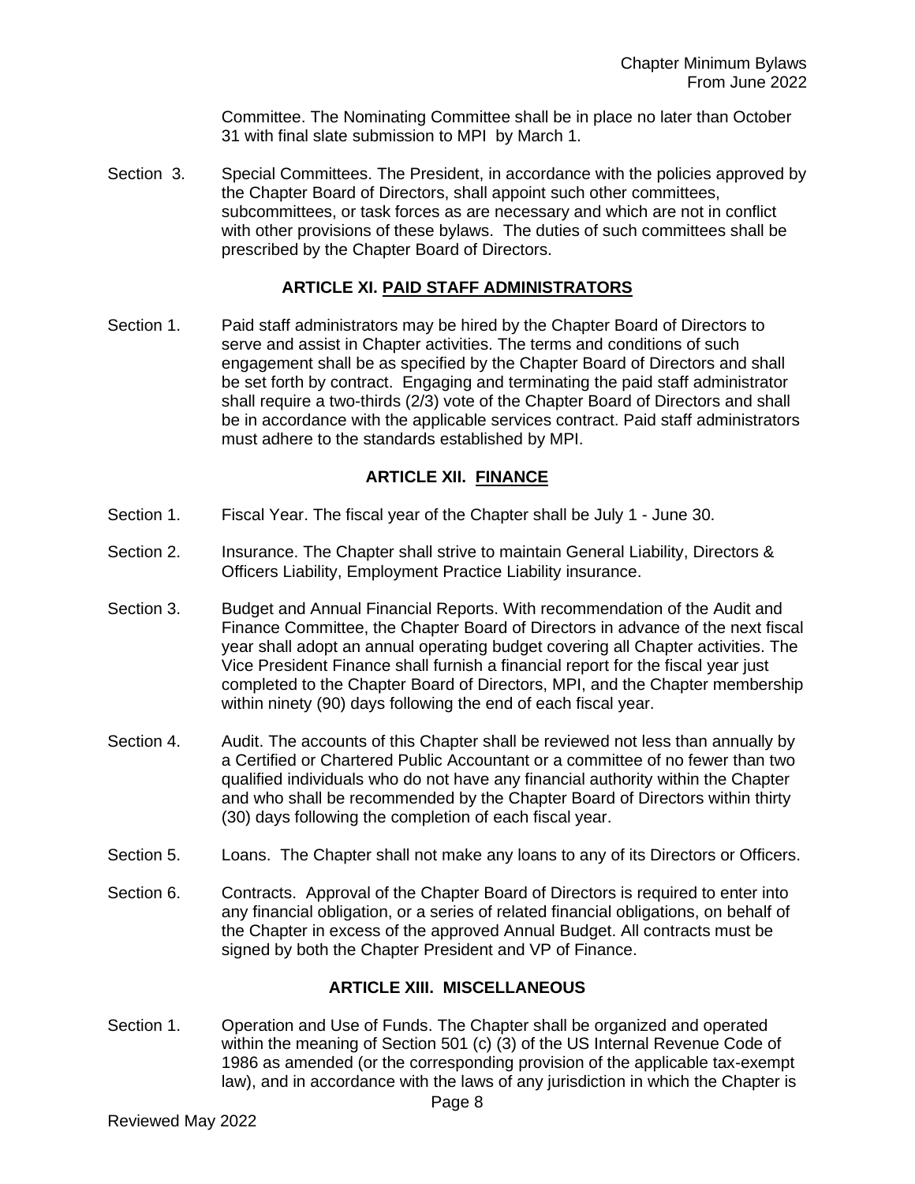Committee. The Nominating Committee shall be in place no later than October 31 with final slate submission to MPI by March 1.

Section 3. Special Committees. The President, in accordance with the policies approved by the Chapter Board of Directors, shall appoint such other committees, subcommittees, or task forces as are necessary and which are not in conflict with other provisions of these bylaws. The duties of such committees shall be prescribed by the Chapter Board of Directors.

## ARTICLE XI. PAID STAFF ADMINISTRATORS

Section 1. Paid staff administrators may be hired by the Chapter Board of Directors to serve and assist in Chapter activities. The terms and conditions of such engagement shall be as specified by the Chapter Board of Directors and shall be set forth by contract. Engaging and terminating the paid staff administrator shall require a two-thirds (2/3) vote of the Chapter Board of Directors and shall be in accordance with the applicable services contract. Paid staff administrators must adhere to the standards established by MPI.

## ARTICLE XII. FINANCE

Section 1. Fiscal Year. The fiscal year of the Chapter shall be July 1 - June 30.

Section 2. Insurance. The Chapter shall strive to maintain General Liability, Directors & Officers Liability, Employment Practice Liability insurance.

Section 3. Budget and Annual Financial Reports. With recommendation of the Audit and Finance Committee, the Chapter Board of Directors in advance of the next fiscal year shall adopt an annual operating budget covering all Chapter activities. The Vice President Finance shall furnish a financial report for the fiscal year just completed to the Chapter Board of Directors, MPI, and the Chapter membership within ninety (90) days following the end of each fiscal year.

Section 4. Audit. The accounts of this Chapter shall be reviewed not less than annually by a Certified or Chartered Public Accountant or a committee of no fewer than two qualified individuals who do not have any financial authority within the Chapter and who shall be recommended by the Chapter Board of Directors within thirty (30) days following the completion of each fiscal year.

Section 5. Loans. The Chapter shall not make any loans to any of its Directors or Officers.

Section 6. Contracts. Approval of the Chapter Board of Directors is required to enter into any financial obligation, or a series of related financial obligations, on behalf of the Chapter in excess of the approved Annual Budget. All contracts must be signed by both the Chapter President and VP of Finance.

## ARTICLE XIII. MISCELLANEOUS

Section 1. Operation and Use of Funds. The Chapter shall be organized and operated within the meaning of Section 501 (c) (3) of the US Internal Revenue Code of 1986 as amended (or the corresponding provision of the applicable tax-exempt law), and in accordance with the laws of any jurisdiction in which the Chapter is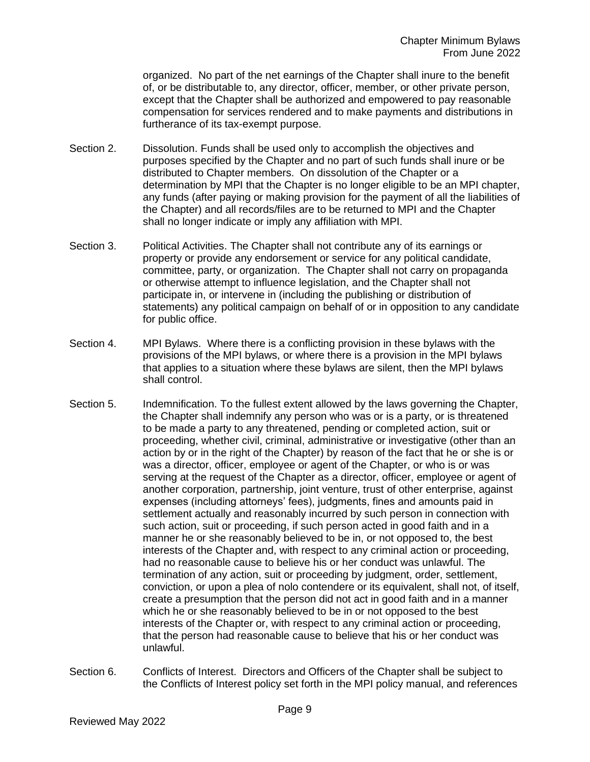organized. No part of the net earnings of the Chapter shall inure to the benefit of, or be distributable to, any director, officer, member, or other private person, except that the Chapter shall be authorized and empowered to pay reasonable compensation for services rendered and to make payments and distributions in furtherance of its tax-exempt purpose.

Section 2. Dissolution. Funds shall be used only to accomplish the objectives and purposes specified by the Chapter and no part of such funds shall inure or be distributed to Chapter members. On dissolution of the Chapter or a determination by MPI that the Chapter is no longer eligible to be an MPI chapter, any funds (after paying or making provision for the payment of all the liabilities of the Chapter) and all records/files are to be returned to MPI and the Chapter shall no longer indicate or imply any affiliation with MPI.

Section 3. Political Activities. The Chapter shall not contribute any of its earnings or property or provide any endorsement or service for any political candidate, committee, party, or organization. The Chapter shall not carry on propaganda or otherwise attempt to influence legislation, and the Chapter shall not participate in, or intervene in (including the publishing or distribution of statements) any political campaign on behalf of or in opposition to any candidate for public office.

Section 4. MPI Bylaws. Where there is a conflicting provision in these bylaws with the provisions of the MPI bylaws, or where there is a provision in the MPI bylaws that applies to a situation where these bylaws are silent, then the MPI bylaws shall control.

Section 5. Indemnification. To the fullest extent allowed by the laws governing the Chapter, the Chapter shall indemnify any person who was or is a party, or is threatened to be made a party to any threatened, pending or completed action, suit or proceeding, whether civil, criminal, administrative or investigative (other than an action by or in the right of the Chapter) by reason of the fact that he or she is or was a director, officer, employee or agent of the Chapter, or who is or was serving at the request of the Chapter as a director, officer, employee or agent of another corporation, partnership, joint venture, trust of other enterprise, against expenses (including attorneys' fees), judgments, fines and amounts paid in settlement actually and reasonably incurred by such person in connection with such action, suit or proceeding, if such person acted in good faith and in a manner he or she reasonably believed to be in, or not opposed to, the best interests of the Chapter and, with respect to any criminal action or proceeding, had no reasonable cause to believe his or her conduct was unlawful. The termination of any action, suit or proceeding by judgment, order, settlement, conviction, or upon a plea of nolo contendere or its equivalent, shall not, of itself, create a presumption that the person did not act in good faith and in a manner which he or she reasonably believed to be in or not opposed to the best interests of the Chapter or, with respect to any criminal action or proceeding, that the person had reasonable cause to believe that his or her conduct was unlawful.

Section 6. Conflicts of Interest. Directors and Officers of the Chapter shall be subject to the Conflicts of Interest policy set forth in the MPI policy manual, and references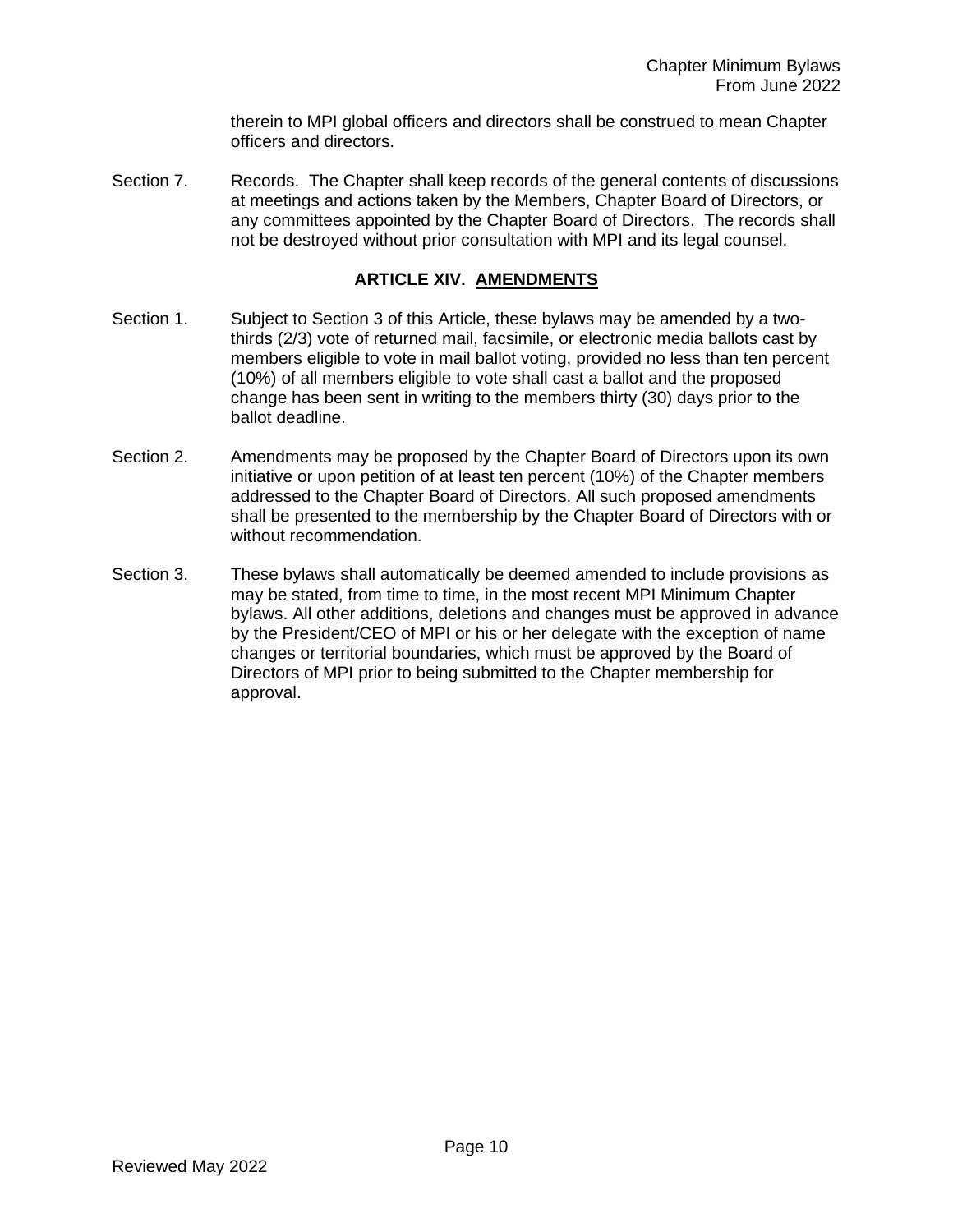therein to MPI global officers and directors shall be construed to mean Chapter officers and directors.

Section 7. Records. The Chapter shall keep records of the general contents of discussions at meetings and actions taken by the Members, Chapter Board of Directors, or any committees appointed by the Chapter Board of Directors. The records shall not be destroyed without prior consultation with MPI and its legal counsel.

## ARTICLE XIV. AMENDMENTS

Section 1. Subject to Section 3 of this Article, these bylaws may be amended by a two-thirds (2/3) vote of returned mail, facsimile, or electronic media ballots cast by members eligible to vote in mail ballot voting, provided no less than ten percent (10%) of all members eligible to vote shall cast a ballot and the proposed change has been sent in writing to the members thirty (30) days prior to the ballot deadline.

Section 2. Amendments may be proposed by the Chapter Board of Directors upon its own initiative or upon petition of at least ten percent (10%) of the Chapter members addressed to the Chapter Board of Directors. All such proposed amendments shall be presented to the membership by the Chapter Board of Directors with or without recommendation.

Section 3. These bylaws shall automatically be deemed amended to include provisions as may be stated, from time to time, in the most recent MPI Minimum Chapter bylaws. All other additions, deletions and changes must be approved in advance by the President/CEO of MPI or his or her delegate with the exception of name changes or territorial boundaries, which must be approved by the Board of Directors of MPI prior to being submitted to the Chapter membership for approval.